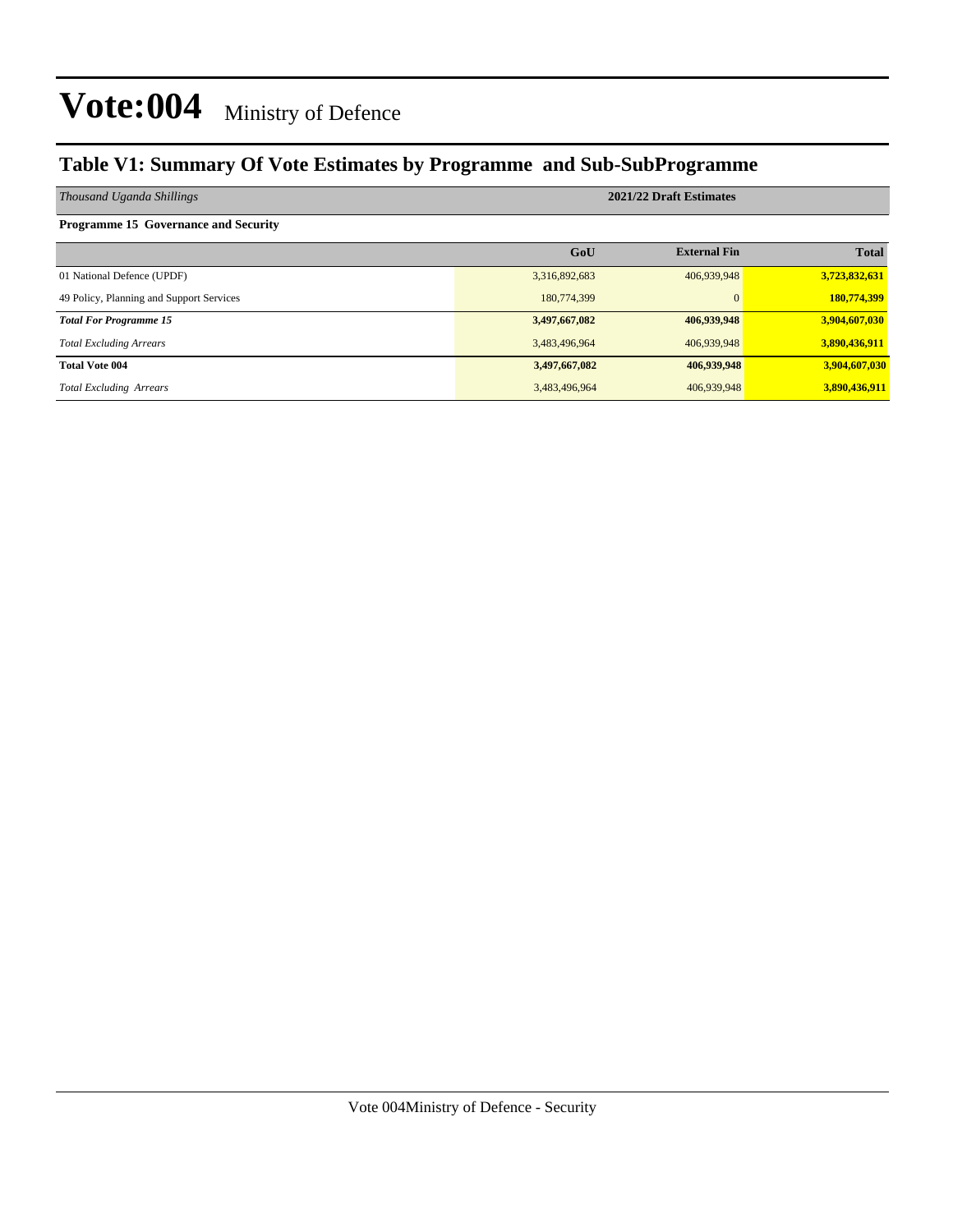# Vote:004 Ministry of Defence

## Table V1: Summary Of Vote Estimates by Programme and Sub-SubProgramme

| *Thousand Uganda Shillings* | 2021/22 Draft Estimates | | |
|---|---|---|---|
| **Programme 15 Governance and Security** | | | |
| | **GoU** | **External Fin** | **Total** |
| 01 National Defence (UPDF) | 3,316,892,683 | 406,939,948 | **3,723,832,631** |
| 49 Policy, Planning and Support Services | 180,774,399 | 0 | **180,774,399** |
| ***Total For Programme 15*** | **3,497,667,082** | **406,939,948** | **3,904,607,030** |
| *Total Excluding Arrears* | 3,483,496,964 | 406,939,948 | **3,890,436,911** |
| **Total Vote 004** | **3,497,667,082** | **406,939,948** | **3,904,607,030** |
| *Total Excluding Arrears* | 3,483,496,964 | 406,939,948 | **3,890,436,911** |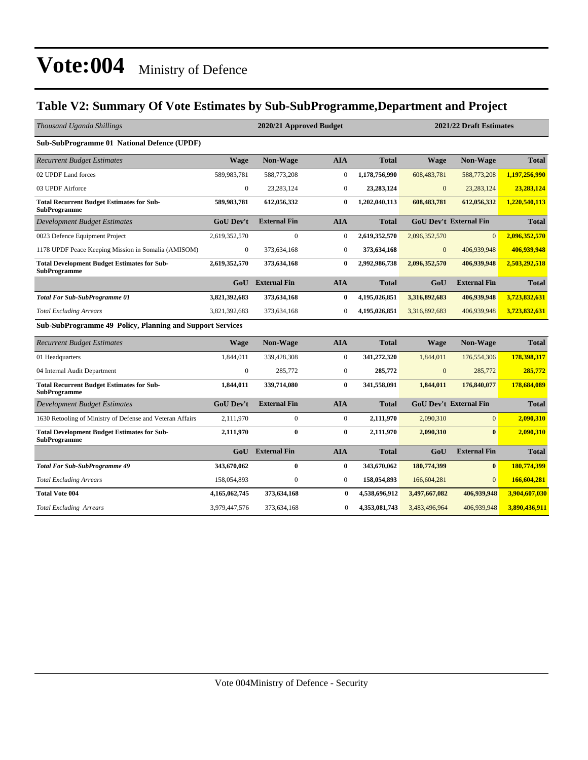# Vote:004 Ministry of Defence

## Table V2: Summary Of Vote Estimates by Sub-SubProgramme,Department and Project

| *Thousand Uganda Shillings* | 2020/21 Approved Budget | | | | 2021/22 Draft Estimates | | |
|---|---|---|---|---|---|---|---|
| **Sub-SubProgramme 01 National Defence (UPDF)** | | | | | | | |
| *Recurrent Budget Estimates* | **Wage** | **Non-Wage** | **AIA** | **Total** | **Wage** | **Non-Wage** | **Total** |
| 02 UPDF Land forces | 589,983,781 | 588,773,208 | 0 | **1,178,756,990** | 608,483,781 | 588,773,208 | **1,197,256,990** |
| 03 UPDF Airforce | 0 | 23,283,124 | 0 | **23,283,124** | 0 | 23,283,124 | **23,283,124** |
| **Total Recurrent Budget Estimates for Sub-SubProgramme** | **589,983,781** | **612,056,332** | **0** | **1,202,040,113** | **608,483,781** | **612,056,332** | **1,220,540,113** |
| *Development Budget Estimates* | **GoU Dev't** | **External Fin** | **AIA** | **Total** | **GoU Dev't** | **External Fin** | **Total** |
| 0023 Defence Equipment Project | 2,619,352,570 | 0 | 0 | **2,619,352,570** | 2,096,352,570 | 0 | **2,096,352,570** |
| 1178 UPDF Peace Keeping Mission in Somalia (AMISOM) | 0 | 373,634,168 | 0 | **373,634,168** | 0 | 406,939,948 | **406,939,948** |
| **Total Development Budget Estimates for Sub-SubProgramme** | **2,619,352,570** | **373,634,168** | **0** | **2,992,986,738** | **2,096,352,570** | **406,939,948** | **2,503,292,518** |
| | **GoU** | **External Fin** | **AIA** | **Total** | **GoU** | **External Fin** | **Total** |
| ***Total For Sub-SubProgramme 01*** | **3,821,392,683** | **373,634,168** | **0** | **4,195,026,851** | **3,316,892,683** | **406,939,948** | **3,723,832,631** |
| *Total Excluding Arrears* | 3,821,392,683 | 373,634,168 | 0 | **4,195,026,851** | 3,316,892,683 | 406,939,948 | **3,723,832,631** |
| **Sub-SubProgramme 49 Policy, Planning and Support Services** | | | | | | | |
| *Recurrent Budget Estimates* | **Wage** | **Non-Wage** | **AIA** | **Total** | **Wage** | **Non-Wage** | **Total** |
| 01 Headquarters | 1,844,011 | 339,428,308 | 0 | **341,272,320** | 1,844,011 | 176,554,306 | **178,398,317** |
| 04 Internal Audit Department | 0 | 285,772 | 0 | **285,772** | 0 | 285,772 | **285,772** |
| **Total Recurrent Budget Estimates for Sub-SubProgramme** | **1,844,011** | **339,714,080** | **0** | **341,558,091** | **1,844,011** | **176,840,077** | **178,684,089** |
| *Development Budget Estimates* | **GoU Dev't** | **External Fin** | **AIA** | **Total** | **GoU Dev't** | **External Fin** | **Total** |
| 1630 Retooling of Ministry of Defense and Veteran Affairs | 2,111,970 | 0 | 0 | **2,111,970** | 2,090,310 | 0 | **2,090,310** |
| **Total Development Budget Estimates for Sub-SubProgramme** | **2,111,970** | **0** | **0** | **2,111,970** | **2,090,310** | **0** | **2,090,310** |
| | **GoU** | **External Fin** | **AIA** | **Total** | **GoU** | **External Fin** | **Total** |
| ***Total For Sub-SubProgramme 49*** | **343,670,062** | **0** | **0** | **343,670,062** | **180,774,399** | **0** | **180,774,399** |
| *Total Excluding Arrears* | 158,054,893 | 0 | 0 | **158,054,893** | 166,604,281 | 0 | **166,604,281** |
| **Total Vote 004** | **4,165,062,745** | **373,634,168** | **0** | **4,538,696,912** | **3,497,667,082** | **406,939,948** | **3,904,607,030** |
| *Total Excluding Arrears* | 3,979,447,576 | 373,634,168 | 0 | **4,353,081,743** | 3,483,496,964 | 406,939,948 | **3,890,436,911** |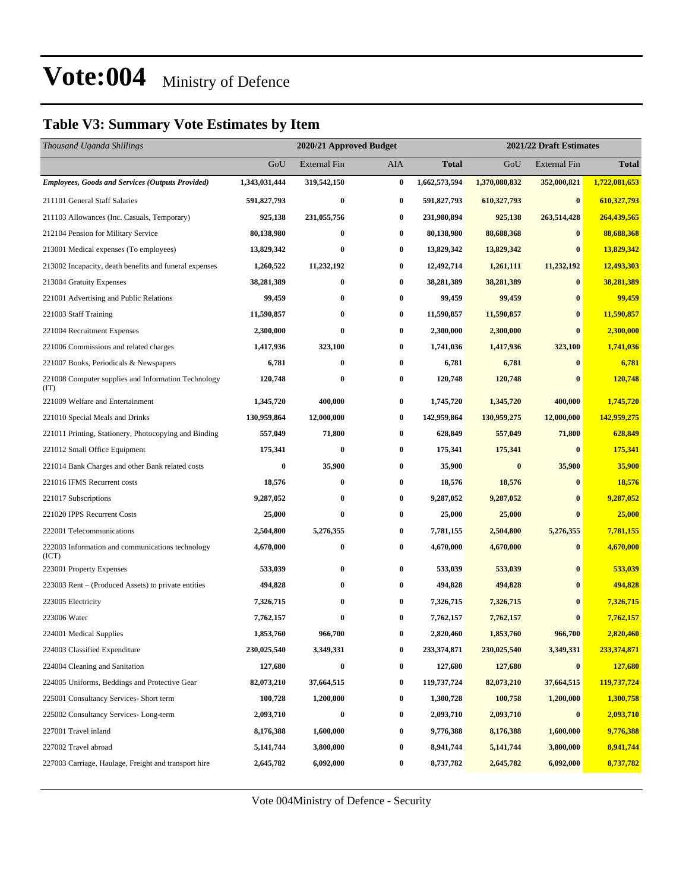# Vote:004 Ministry of Defence

## Table V3: Summary Vote Estimates by Item

| *Thousand Uganda Shillings* | 2020/21 Approved Budget | | | | 2021/22 Draft Estimates | | |
|---|---|---|---|---|---|---|---|
| | GoU | External Fin | AIA | **Total** | GoU | External Fin | **Total** |
| ***Employees, Goods and Services (Outputs Provided)*** | **1,343,031,444** | **319,542,150** | **0** | **1,662,573,594** | **1,370,080,832** | **352,000,821** | **1,722,081,653** |
| 211101 General Staff Salaries | **591,827,793** | **0** | **0** | **591,827,793** | **610,327,793** | **0** | **610,327,793** |
| 211103 Allowances (Inc. Casuals, Temporary) | **925,138** | **231,055,756** | **0** | **231,980,894** | **925,138** | **263,514,428** | **264,439,565** |
| 212104 Pension for Military Service | **80,138,980** | **0** | **0** | **80,138,980** | **88,688,368** | **0** | **88,688,368** |
| 213001 Medical expenses (To employees) | **13,829,342** | **0** | **0** | **13,829,342** | **13,829,342** | **0** | **13,829,342** |
| 213002 Incapacity, death benefits and funeral expenses | **1,260,522** | **11,232,192** | **0** | **12,492,714** | **1,261,111** | **11,232,192** | **12,493,303** |
| 213004 Gratuity Expenses | **38,281,389** | **0** | **0** | **38,281,389** | **38,281,389** | **0** | **38,281,389** |
| 221001 Advertising and Public Relations | **99,459** | **0** | **0** | **99,459** | **99,459** | **0** | **99,459** |
| 221003 Staff Training | **11,590,857** | **0** | **0** | **11,590,857** | **11,590,857** | **0** | **11,590,857** |
| 221004 Recruitment Expenses | **2,300,000** | **0** | **0** | **2,300,000** | **2,300,000** | **0** | **2,300,000** |
| 221006 Commissions and related charges | **1,417,936** | **323,100** | **0** | **1,741,036** | **1,417,936** | **323,100** | **1,741,036** |
| 221007 Books, Periodicals & Newspapers | **6,781** | **0** | **0** | **6,781** | **6,781** | **0** | **6,781** |
| 221008 Computer supplies and Information Technology (IT) | **120,748** | **0** | **0** | **120,748** | **120,748** | **0** | **120,748** |
| 221009 Welfare and Entertainment | **1,345,720** | **400,000** | **0** | **1,745,720** | **1,345,720** | **400,000** | **1,745,720** |
| 221010 Special Meals and Drinks | **130,959,864** | **12,000,000** | **0** | **142,959,864** | **130,959,275** | **12,000,000** | **142,959,275** |
| 221011 Printing, Stationery, Photocopying and Binding | **557,049** | **71,800** | **0** | **628,849** | **557,049** | **71,800** | **628,849** |
| 221012 Small Office Equipment | **175,341** | **0** | **0** | **175,341** | **175,341** | **0** | **175,341** |
| 221014 Bank Charges and other Bank related costs | **0** | **35,900** | **0** | **35,900** | **0** | **35,900** | **35,900** |
| 221016 IFMS Recurrent costs | **18,576** | **0** | **0** | **18,576** | **18,576** | **0** | **18,576** |
| 221017 Subscriptions | **9,287,052** | **0** | **0** | **9,287,052** | **9,287,052** | **0** | **9,287,052** |
| 221020 IPPS Recurrent Costs | **25,000** | **0** | **0** | **25,000** | **25,000** | **0** | **25,000** |
| 222001 Telecommunications | **2,504,800** | **5,276,355** | **0** | **7,781,155** | **2,504,800** | **5,276,355** | **7,781,155** |
| 222003 Information and communications technology (ICT) | **4,670,000** | **0** | **0** | **4,670,000** | **4,670,000** | **0** | **4,670,000** |
| 223001 Property Expenses | **533,039** | **0** | **0** | **533,039** | **533,039** | **0** | **533,039** |
| 223003 Rent – (Produced Assets) to private entities | **494,828** | **0** | **0** | **494,828** | **494,828** | **0** | **494,828** |
| 223005 Electricity | **7,326,715** | **0** | **0** | **7,326,715** | **7,326,715** | **0** | **7,326,715** |
| 223006 Water | **7,762,157** | **0** | **0** | **7,762,157** | **7,762,157** | **0** | **7,762,157** |
| 224001 Medical Supplies | **1,853,760** | **966,700** | **0** | **2,820,460** | **1,853,760** | **966,700** | **2,820,460** |
| 224003 Classified Expenditure | **230,025,540** | **3,349,331** | **0** | **233,374,871** | **230,025,540** | **3,349,331** | **233,374,871** |
| 224004 Cleaning and Sanitation | **127,680** | **0** | **0** | **127,680** | **127,680** | **0** | **127,680** |
| 224005 Uniforms, Beddings and Protective Gear | **82,073,210** | **37,664,515** | **0** | **119,737,724** | **82,073,210** | **37,664,515** | **119,737,724** |
| 225001 Consultancy Services- Short term | **100,728** | **1,200,000** | **0** | **1,300,728** | **100,758** | **1,200,000** | **1,300,758** |
| 225002 Consultancy Services- Long-term | **2,093,710** | **0** | **0** | **2,093,710** | **2,093,710** | **0** | **2,093,710** |
| 227001 Travel inland | **8,176,388** | **1,600,000** | **0** | **9,776,388** | **8,176,388** | **1,600,000** | **9,776,388** |
| 227002 Travel abroad | **5,141,744** | **3,800,000** | **0** | **8,941,744** | **5,141,744** | **3,800,000** | **8,941,744** |
| 227003 Carriage, Haulage, Freight and transport hire | **2,645,782** | **6,092,000** | **0** | **8,737,782** | **2,645,782** | **6,092,000** | **8,737,782** |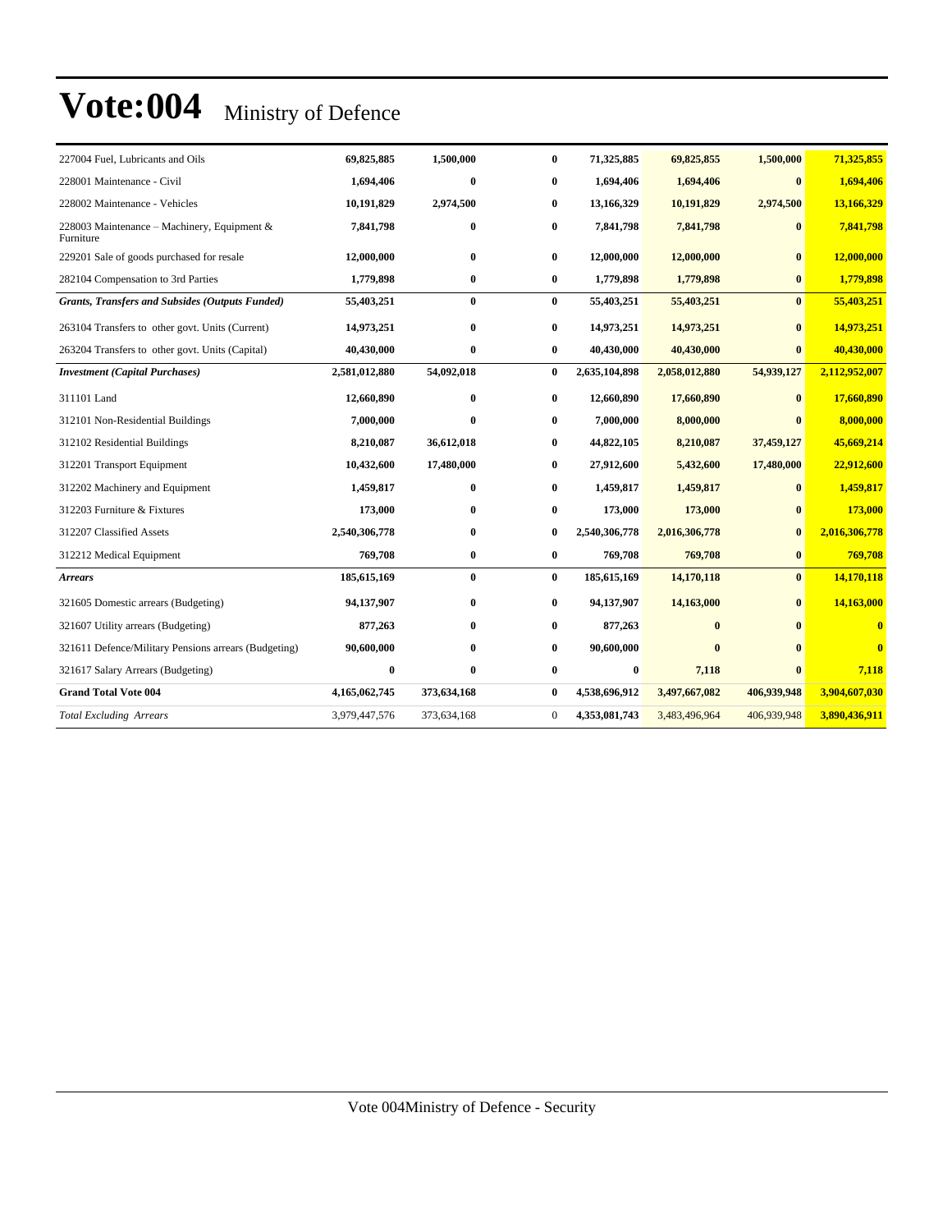# Vote:004 Ministry of Defence

| | | | | | | | |
|---|---|---|---|---|---|---|---|
| 227004 Fuel, Lubricants and Oils | **69,825,885** | **1,500,000** | **0** | **71,325,885** | **69,825,855** | **1,500,000** | **71,325,855** |
| 228001 Maintenance - Civil | **1,694,406** | **0** | **0** | **1,694,406** | **1,694,406** | **0** | **1,694,406** |
| 228002 Maintenance - Vehicles | **10,191,829** | **2,974,500** | **0** | **13,166,329** | **10,191,829** | **2,974,500** | **13,166,329** |
| 228003 Maintenance – Machinery, Equipment & Furniture | **7,841,798** | **0** | **0** | **7,841,798** | **7,841,798** | **0** | **7,841,798** |
| 229201 Sale of goods purchased for resale | **12,000,000** | **0** | **0** | **12,000,000** | **12,000,000** | **0** | **12,000,000** |
| 282104 Compensation to 3rd Parties | **1,779,898** | **0** | **0** | **1,779,898** | **1,779,898** | **0** | **1,779,898** |
| ***Grants, Transfers and Subsides (Outputs Funded)*** | **55,403,251** | **0** | **0** | **55,403,251** | **55,403,251** | **0** | **55,403,251** |
| 263104 Transfers to other govt. Units (Current) | **14,973,251** | **0** | **0** | **14,973,251** | **14,973,251** | **0** | **14,973,251** |
| 263204 Transfers to other govt. Units (Capital) | **40,430,000** | **0** | **0** | **40,430,000** | **40,430,000** | **0** | **40,430,000** |
| ***Investment (Capital Purchases)*** | **2,581,012,880** | **54,092,018** | **0** | **2,635,104,898** | **2,058,012,880** | **54,939,127** | **2,112,952,007** |
| 311101 Land | **12,660,890** | **0** | **0** | **12,660,890** | **17,660,890** | **0** | **17,660,890** |
| 312101 Non-Residential Buildings | **7,000,000** | **0** | **0** | **7,000,000** | **8,000,000** | **0** | **8,000,000** |
| 312102 Residential Buildings | **8,210,087** | **36,612,018** | **0** | **44,822,105** | **8,210,087** | **37,459,127** | **45,669,214** |
| 312201 Transport Equipment | **10,432,600** | **17,480,000** | **0** | **27,912,600** | **5,432,600** | **17,480,000** | **22,912,600** |
| 312202 Machinery and Equipment | **1,459,817** | **0** | **0** | **1,459,817** | **1,459,817** | **0** | **1,459,817** |
| 312203 Furniture & Fixtures | **173,000** | **0** | **0** | **173,000** | **173,000** | **0** | **173,000** |
| 312207 Classified Assets | **2,540,306,778** | **0** | **0** | **2,540,306,778** | **2,016,306,778** | **0** | **2,016,306,778** |
| 312212 Medical Equipment | **769,708** | **0** | **0** | **769,708** | **769,708** | **0** | **769,708** |
| ***Arrears*** | **185,615,169** | **0** | **0** | **185,615,169** | **14,170,118** | **0** | **14,170,118** |
| 321605 Domestic arrears (Budgeting) | **94,137,907** | **0** | **0** | **94,137,907** | **14,163,000** | **0** | **14,163,000** |
| 321607 Utility arrears (Budgeting) | **877,263** | **0** | **0** | **877,263** | **0** | **0** | **0** |
| 321611 Defence/Military Pensions arrears (Budgeting) | **90,600,000** | **0** | **0** | **90,600,000** | **0** | **0** | **0** |
| 321617 Salary Arrears (Budgeting) | **0** | **0** | **0** | **0** | **7,118** | **0** | **7,118** |
| **Grand Total Vote 004** | **4,165,062,745** | **373,634,168** | **0** | **4,538,696,912** | **3,497,667,082** | **406,939,948** | **3,904,607,030** |
| *Total Excluding Arrears* | 3,979,447,576 | 373,634,168 | 0 | **4,353,081,743** | 3,483,496,964 | 406,939,948 | **3,890,436,911** |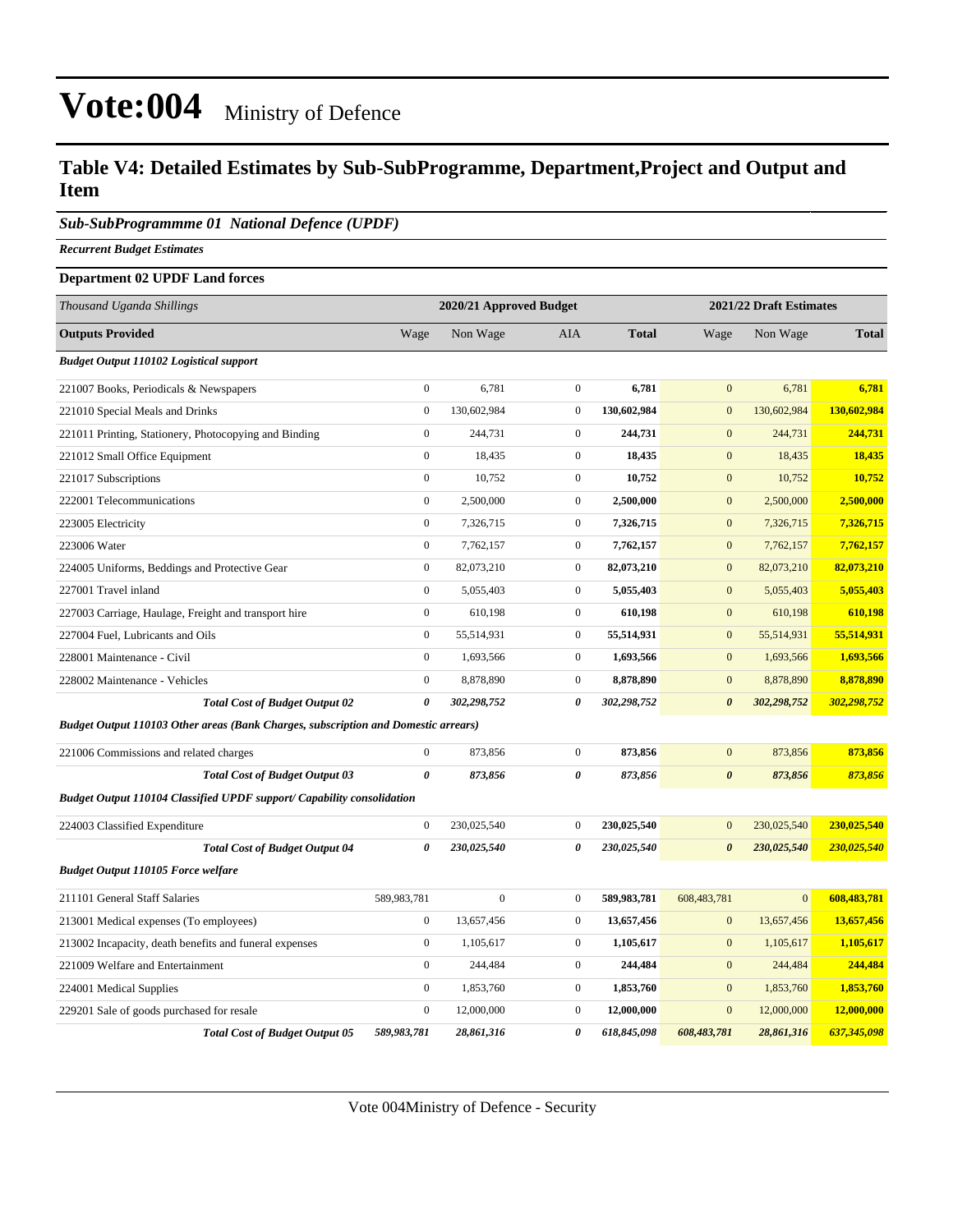# Vote:004 Ministry of Defence

## Table V4: Detailed Estimates by Sub-SubProgramme, Department,Project and Output and Item

### *Sub-SubProgrammme 01 National Defence (UPDF)*

***Recurrent Budget Estimates***

**Department 02 UPDF Land forces**

| *Thousand Uganda Shillings* | 2020/21 Approved Budget | | | | 2021/22 Draft Estimates | | |
|---|---|---|---|---|---|---|---|
| **Outputs Provided** | Wage | Non Wage | AIA | **Total** | Wage | Non Wage | **Total** |
| ***Budget Output 110102 Logistical support*** | | | | | | | |
| 221007 Books, Periodicals & Newspapers | 0 | 6,781 | 0 | **6,781** | 0 | 6,781 | **6,781** |
| 221010 Special Meals and Drinks | 0 | 130,602,984 | 0 | **130,602,984** | 0 | 130,602,984 | **130,602,984** |
| 221011 Printing, Stationery, Photocopying and Binding | 0 | 244,731 | 0 | **244,731** | 0 | 244,731 | **244,731** |
| 221012 Small Office Equipment | 0 | 18,435 | 0 | **18,435** | 0 | 18,435 | **18,435** |
| 221017 Subscriptions | 0 | 10,752 | 0 | **10,752** | 0 | 10,752 | **10,752** |
| 222001 Telecommunications | 0 | 2,500,000 | 0 | **2,500,000** | 0 | 2,500,000 | **2,500,000** |
| 223005 Electricity | 0 | 7,326,715 | 0 | **7,326,715** | 0 | 7,326,715 | **7,326,715** |
| 223006 Water | 0 | 7,762,157 | 0 | **7,762,157** | 0 | 7,762,157 | **7,762,157** |
| 224005 Uniforms, Beddings and Protective Gear | 0 | 82,073,210 | 0 | **82,073,210** | 0 | 82,073,210 | **82,073,210** |
| 227001 Travel inland | 0 | 5,055,403 | 0 | **5,055,403** | 0 | 5,055,403 | **5,055,403** |
| 227003 Carriage, Haulage, Freight and transport hire | 0 | 610,198 | 0 | **610,198** | 0 | 610,198 | **610,198** |
| 227004 Fuel, Lubricants and Oils | 0 | 55,514,931 | 0 | **55,514,931** | 0 | 55,514,931 | **55,514,931** |
| 228001 Maintenance - Civil | 0 | 1,693,566 | 0 | **1,693,566** | 0 | 1,693,566 | **1,693,566** |
| 228002 Maintenance - Vehicles | 0 | 8,878,890 | 0 | **8,878,890** | 0 | 8,878,890 | **8,878,890** |
| ***Total Cost of Budget Output 02*** | ***0*** | ***302,298,752*** | ***0*** | ***302,298,752*** | ***0*** | ***302,298,752*** | ***302,298,752*** |
| ***Budget Output 110103 Other areas (Bank Charges, subscription and Domestic arrears)*** | | | | | | | |
| 221006 Commissions and related charges | 0 | 873,856 | 0 | **873,856** | 0 | 873,856 | **873,856** |
| ***Total Cost of Budget Output 03*** | ***0*** | ***873,856*** | ***0*** | ***873,856*** | ***0*** | ***873,856*** | ***873,856*** |
| ***Budget Output 110104 Classified UPDF support/ Capability consolidation*** | | | | | | | |
| 224003 Classified Expenditure | 0 | 230,025,540 | 0 | **230,025,540** | 0 | 230,025,540 | **230,025,540** |
| ***Total Cost of Budget Output 04*** | ***0*** | ***230,025,540*** | ***0*** | ***230,025,540*** | ***0*** | ***230,025,540*** | ***230,025,540*** |
| ***Budget Output 110105 Force welfare*** | | | | | | | |
| 211101 General Staff Salaries | 589,983,781 | 0 | 0 | **589,983,781** | 608,483,781 | 0 | **608,483,781** |
| 213001 Medical expenses (To employees) | 0 | 13,657,456 | 0 | **13,657,456** | 0 | 13,657,456 | **13,657,456** |
| 213002 Incapacity, death benefits and funeral expenses | 0 | 1,105,617 | 0 | **1,105,617** | 0 | 1,105,617 | **1,105,617** |
| 221009 Welfare and Entertainment | 0 | 244,484 | 0 | **244,484** | 0 | 244,484 | **244,484** |
| 224001 Medical Supplies | 0 | 1,853,760 | 0 | **1,853,760** | 0 | 1,853,760 | **1,853,760** |
| 229201 Sale of goods purchased for resale | 0 | 12,000,000 | 0 | **12,000,000** | 0 | 12,000,000 | **12,000,000** |
| ***Total Cost of Budget Output 05*** | ***589,983,781*** | ***28,861,316*** | ***0*** | ***618,845,098*** | ***608,483,781*** | ***28,861,316*** | ***637,345,098*** |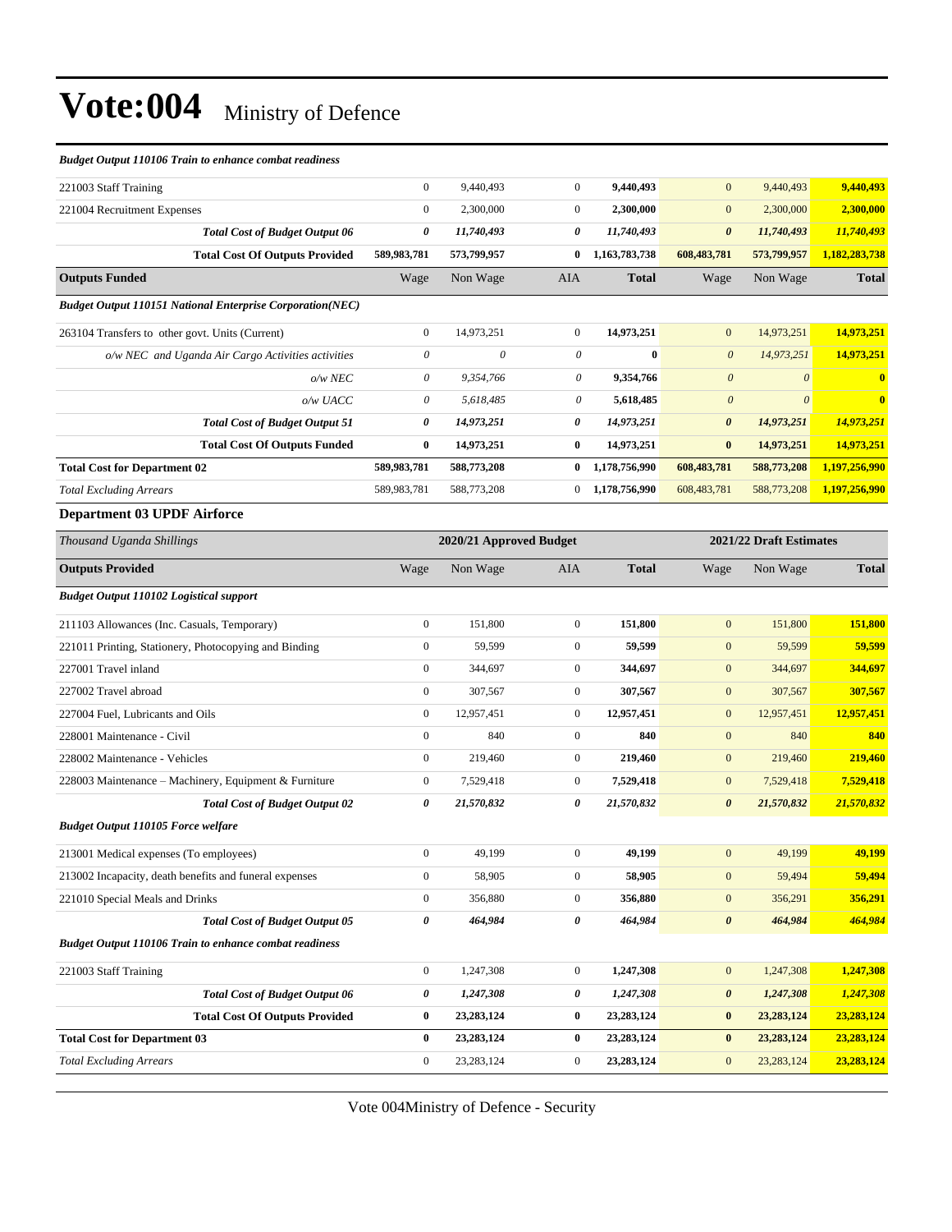# Vote:004 Ministry of Defence

| *Budget Output 110106 Train to enhance combat readiness* | | | | | | | |
|---|---|---|---|---|---|---|---|
| 221003 Staff Training | 0 | 9,440,493 | 0 | **9,440,493** | 0 | 9,440,493 | **9,440,493** |
| 221004 Recruitment Expenses | 0 | 2,300,000 | 0 | **2,300,000** | 0 | 2,300,000 | **2,300,000** |
| ***Total Cost of Budget Output 06*** | ***0*** | ***11,740,493*** | ***0*** | ***11,740,493*** | ***0*** | ***11,740,493*** | ***11,740,493*** |
| **Total Cost Of Outputs Provided** | **589,983,781** | **573,799,957** | **0** | **1,163,783,738** | **608,483,781** | **573,799,957** | **1,182,283,738** |
| **Outputs Funded** | Wage | Non Wage | AIA | **Total** | Wage | Non Wage | **Total** |
| ***Budget Output 110151 National Enterprise Corporation(NEC)*** | | | | | | | |
| 263104 Transfers to other govt. Units (Current) | 0 | 14,973,251 | 0 | **14,973,251** | 0 | 14,973,251 | **14,973,251** |
| *o/w NEC and Uganda Air Cargo Activities activities* | *0* | *0* | *0* | **0** | *0* | *14,973,251* | **14,973,251** |
| *o/w NEC* | *0* | *9,354,766* | *0* | **9,354,766** | *0* | *0* | **0** |
| *o/w UACC* | *0* | *5,618,485* | *0* | **5,618,485** | *0* | *0* | **0** |
| ***Total Cost of Budget Output 51*** | ***0*** | ***14,973,251*** | ***0*** | ***14,973,251*** | ***0*** | ***14,973,251*** | ***14,973,251*** |
| **Total Cost Of Outputs Funded** | **0** | **14,973,251** | **0** | **14,973,251** | **0** | **14,973,251** | **14,973,251** |
| **Total Cost for Department 02** | **589,983,781** | **588,773,208** | **0** | **1,178,756,990** | **608,483,781** | **588,773,208** | **1,197,256,990** |
| *Total Excluding Arrears* | 589,983,781 | 588,773,208 | 0 | 1,178,756,990 | 608,483,781 | 588,773,208 | **1,197,256,990** |

### Department 03 UPDF Airforce

| *Thousand Uganda Shillings* | 2020/21 Approved Budget | | | | 2021/22 Draft Estimates | | |
|---|---|---|---|---|---|---|---|
| **Outputs Provided** | Wage | Non Wage | AIA | **Total** | Wage | Non Wage | **Total** |
| ***Budget Output 110102 Logistical support*** | | | | | | | |
| 211103 Allowances (Inc. Casuals, Temporary) | 0 | 151,800 | 0 | **151,800** | 0 | 151,800 | **151,800** |
| 221011 Printing, Stationery, Photocopying and Binding | 0 | 59,599 | 0 | **59,599** | 0 | 59,599 | **59,599** |
| 227001 Travel inland | 0 | 344,697 | 0 | **344,697** | 0 | 344,697 | **344,697** |
| 227002 Travel abroad | 0 | 307,567 | 0 | **307,567** | 0 | 307,567 | **307,567** |
| 227004 Fuel, Lubricants and Oils | 0 | 12,957,451 | 0 | **12,957,451** | 0 | 12,957,451 | **12,957,451** |
| 228001 Maintenance - Civil | 0 | 840 | 0 | **840** | 0 | 840 | **840** |
| 228002 Maintenance - Vehicles | 0 | 219,460 | 0 | **219,460** | 0 | 219,460 | **219,460** |
| 228003 Maintenance – Machinery, Equipment & Furniture | 0 | 7,529,418 | 0 | **7,529,418** | 0 | 7,529,418 | **7,529,418** |
| ***Total Cost of Budget Output 02*** | ***0*** | ***21,570,832*** | ***0*** | ***21,570,832*** | ***0*** | ***21,570,832*** | ***21,570,832*** |
| ***Budget Output 110105 Force welfare*** | | | | | | | |
| 213001 Medical expenses (To employees) | 0 | 49,199 | 0 | **49,199** | 0 | 49,199 | **49,199** |
| 213002 Incapacity, death benefits and funeral expenses | 0 | 58,905 | 0 | **58,905** | 0 | 59,494 | **59,494** |
| 221010 Special Meals and Drinks | 0 | 356,880 | 0 | **356,880** | 0 | 356,291 | **356,291** |
| ***Total Cost of Budget Output 05*** | ***0*** | ***464,984*** | ***0*** | ***464,984*** | ***0*** | ***464,984*** | ***464,984*** |
| ***Budget Output 110106 Train to enhance combat readiness*** | | | | | | | |
| 221003 Staff Training | 0 | 1,247,308 | 0 | **1,247,308** | 0 | 1,247,308 | **1,247,308** |
| ***Total Cost of Budget Output 06*** | ***0*** | ***1,247,308*** | ***0*** | ***1,247,308*** | ***0*** | ***1,247,308*** | ***1,247,308*** |
| **Total Cost Of Outputs Provided** | **0** | **23,283,124** | **0** | **23,283,124** | **0** | **23,283,124** | **23,283,124** |
| **Total Cost for Department 03** | **0** | **23,283,124** | **0** | **23,283,124** | **0** | **23,283,124** | **23,283,124** |
| *Total Excluding Arrears* | 0 | 23,283,124 | 0 | **23,283,124** | 0 | 23,283,124 | **23,283,124** |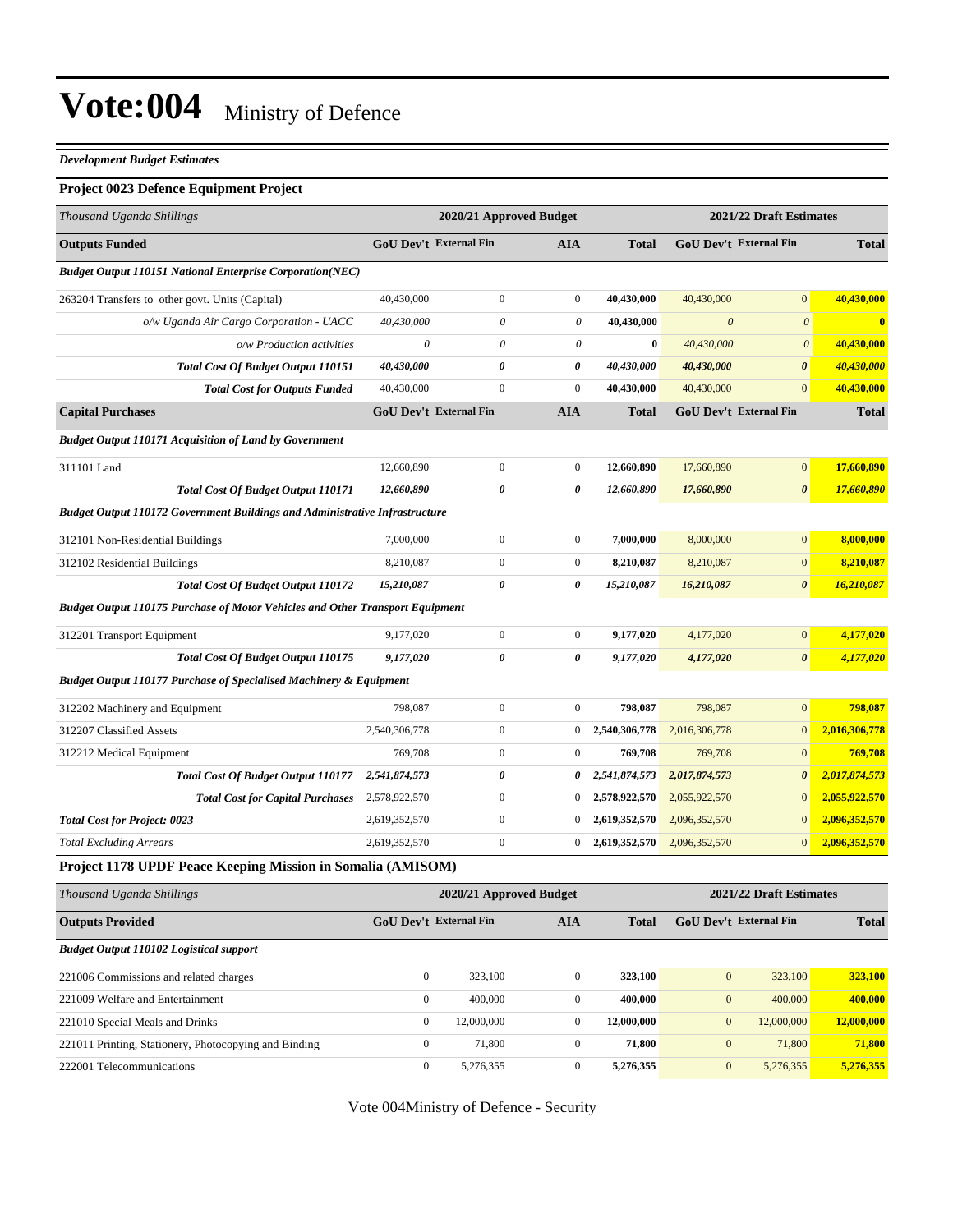# Vote:004 Ministry of Defence

***Development Budget Estimates***

### Project 0023 Defence Equipment Project

| *Thousand Uganda Shillings* | 2020/21 Approved Budget | | | | 2021/22 Draft Estimates | | |
|---|---|---|---|---|---|---|---|
| **Outputs Funded** | **GoU Dev't** | **External Fin** | **AIA** | **Total** | **GoU Dev't** | **External Fin** | **Total** |
| ***Budget Output 110151 National Enterprise Corporation(NEC)*** | | | | | | | |
| 263204 Transfers to other govt. Units (Capital) | 40,430,000 | 0 | 0 | **40,430,000** | 40,430,000 | 0 | **40,430,000** |
| *o/w Uganda Air Cargo Corporation - UACC* | *40,430,000* | *0* | *0* | **40,430,000** | *0* | *0* | **0** |
| *o/w Production activities* | *0* | *0* | *0* | **0** | *40,430,000* | *0* | **40,430,000** |
| ***Total Cost Of Budget Output 110151*** | ***40,430,000*** | ***0*** | ***0*** | ***40,430,000*** | ***40,430,000*** | ***0*** | ***40,430,000*** |
| ***Total Cost for Outputs Funded*** | 40,430,000 | 0 | 0 | **40,430,000** | 40,430,000 | 0 | **40,430,000** |
| **Capital Purchases** | **GoU Dev't** | **External Fin** | **AIA** | **Total** | **GoU Dev't** | **External Fin** | **Total** |
| ***Budget Output 110171 Acquisition of Land by Government*** | | | | | | | |
| 311101 Land | 12,660,890 | 0 | 0 | **12,660,890** | 17,660,890 | 0 | **17,660,890** |
| ***Total Cost Of Budget Output 110171*** | ***12,660,890*** | ***0*** | ***0*** | ***12,660,890*** | ***17,660,890*** | ***0*** | ***17,660,890*** |
| ***Budget Output 110172 Government Buildings and Administrative Infrastructure*** | | | | | | | |
| 312101 Non-Residential Buildings | 7,000,000 | 0 | 0 | **7,000,000** | 8,000,000 | 0 | **8,000,000** |
| 312102 Residential Buildings | 8,210,087 | 0 | 0 | **8,210,087** | 8,210,087 | 0 | **8,210,087** |
| ***Total Cost Of Budget Output 110172*** | ***15,210,087*** | ***0*** | ***0*** | ***15,210,087*** | ***16,210,087*** | ***0*** | ***16,210,087*** |
| ***Budget Output 110175 Purchase of Motor Vehicles and Other Transport Equipment*** | | | | | | | |
| 312201 Transport Equipment | 9,177,020 | 0 | 0 | **9,177,020** | 4,177,020 | 0 | **4,177,020** |
| ***Total Cost Of Budget Output 110175*** | ***9,177,020*** | ***0*** | ***0*** | ***9,177,020*** | ***4,177,020*** | ***0*** | ***4,177,020*** |
| ***Budget Output 110177 Purchase of Specialised Machinery & Equipment*** | | | | | | | |
| 312202 Machinery and Equipment | 798,087 | 0 | 0 | **798,087** | 798,087 | 0 | **798,087** |
| 312207 Classified Assets | 2,540,306,778 | 0 | 0 | **2,540,306,778** | 2,016,306,778 | 0 | **2,016,306,778** |
| 312212 Medical Equipment | 769,708 | 0 | 0 | **769,708** | 769,708 | 0 | **769,708** |
| ***Total Cost Of Budget Output 110177*** | ***2,541,874,573*** | ***0*** | ***0*** | ***2,541,874,573*** | ***2,017,874,573*** | ***0*** | ***2,017,874,573*** |
| ***Total Cost for Capital Purchases*** | 2,578,922,570 | 0 | 0 | **2,578,922,570** | 2,055,922,570 | 0 | **2,055,922,570** |
| ***Total Cost for Project: 0023*** | 2,619,352,570 | 0 | 0 | **2,619,352,570** | 2,096,352,570 | 0 | **2,096,352,570** |
| *Total Excluding Arrears* | 2,619,352,570 | 0 | 0 | **2,619,352,570** | 2,096,352,570 | 0 | **2,096,352,570** |

### Project 1178 UPDF Peace Keeping Mission in Somalia (AMISOM)

| *Thousand Uganda Shillings* | 2020/21 Approved Budget | | | | 2021/22 Draft Estimates | | |
|---|---|---|---|---|---|---|---|
| **Outputs Provided** | **GoU Dev't** | **External Fin** | **AIA** | **Total** | **GoU Dev't** | **External Fin** | **Total** |
| ***Budget Output 110102 Logistical support*** | | | | | | | |
| 221006 Commissions and related charges | 0 | 323,100 | 0 | **323,100** | 0 | 323,100 | **323,100** |
| 221009 Welfare and Entertainment | 0 | 400,000 | 0 | **400,000** | 0 | 400,000 | **400,000** |
| 221010 Special Meals and Drinks | 0 | 12,000,000 | 0 | **12,000,000** | 0 | 12,000,000 | **12,000,000** |
| 221011 Printing, Stationery, Photocopying and Binding | 0 | 71,800 | 0 | **71,800** | 0 | 71,800 | **71,800** |
| 222001 Telecommunications | 0 | 5,276,355 | 0 | **5,276,355** | 0 | 5,276,355 | **5,276,355** |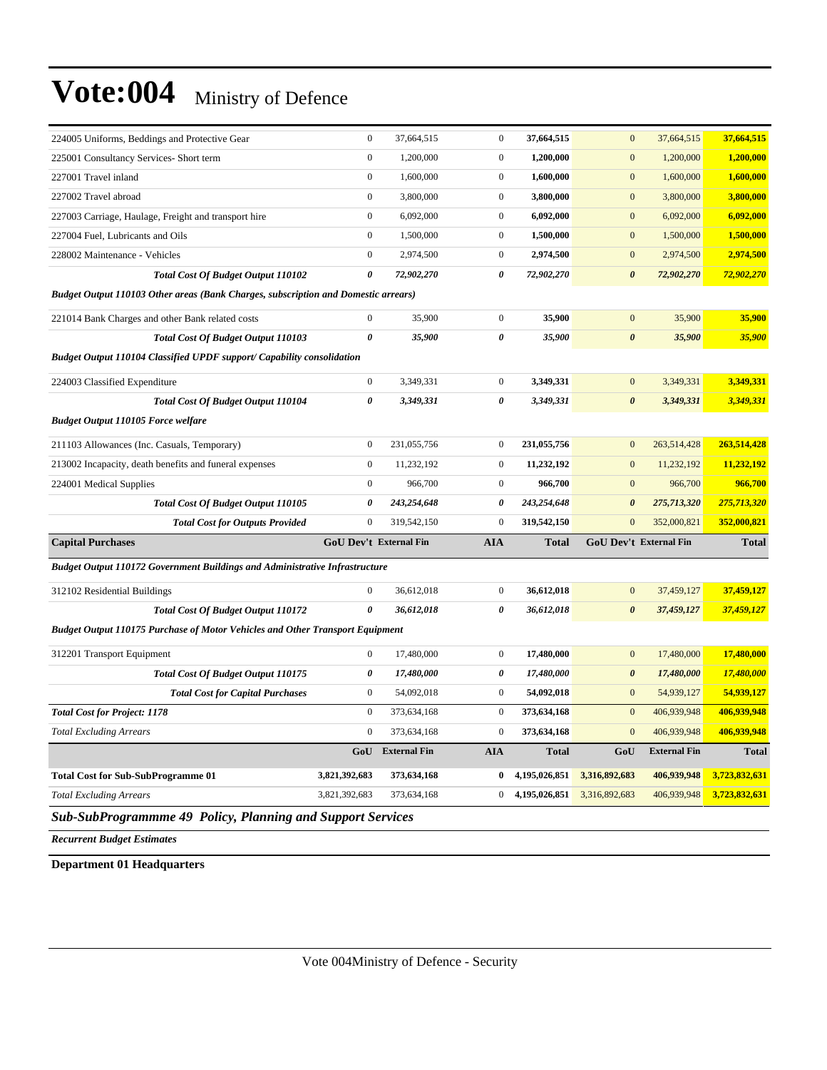# Vote:004 Ministry of Defence

| | | | | | | | |
|---|---|---|---|---|---|---|---|
| 224005 Uniforms, Beddings and Protective Gear | 0 | 37,664,515 | 0 | **37,664,515** | 0 | 37,664,515 | **37,664,515** |
| 225001 Consultancy Services- Short term | 0 | 1,200,000 | 0 | **1,200,000** | 0 | 1,200,000 | **1,200,000** |
| 227001 Travel inland | 0 | 1,600,000 | 0 | **1,600,000** | 0 | 1,600,000 | **1,600,000** |
| 227002 Travel abroad | 0 | 3,800,000 | 0 | **3,800,000** | 0 | 3,800,000 | **3,800,000** |
| 227003 Carriage, Haulage, Freight and transport hire | 0 | 6,092,000 | 0 | **6,092,000** | 0 | 6,092,000 | **6,092,000** |
| 227004 Fuel, Lubricants and Oils | 0 | 1,500,000 | 0 | **1,500,000** | 0 | 1,500,000 | **1,500,000** |
| 228002 Maintenance - Vehicles | 0 | 2,974,500 | 0 | **2,974,500** | 0 | 2,974,500 | **2,974,500** |
| ***Total Cost Of Budget Output 110102*** | ***0*** | ***72,902,270*** | ***0*** | ***72,902,270*** | ***0*** | ***72,902,270*** | ***72,902,270*** |
| ***Budget Output 110103 Other areas (Bank Charges, subscription and Domestic arrears)*** | | | | | | | |
| 221014 Bank Charges and other Bank related costs | 0 | 35,900 | 0 | **35,900** | 0 | 35,900 | **35,900** |
| ***Total Cost Of Budget Output 110103*** | ***0*** | ***35,900*** | ***0*** | ***35,900*** | ***0*** | ***35,900*** | ***35,900*** |
| ***Budget Output 110104 Classified UPDF support/ Capability consolidation*** | | | | | | | |
| 224003 Classified Expenditure | 0 | 3,349,331 | 0 | **3,349,331** | 0 | 3,349,331 | **3,349,331** |
| ***Total Cost Of Budget Output 110104*** | ***0*** | ***3,349,331*** | ***0*** | ***3,349,331*** | ***0*** | ***3,349,331*** | ***3,349,331*** |
| ***Budget Output 110105 Force welfare*** | | | | | | | |
| 211103 Allowances (Inc. Casuals, Temporary) | 0 | 231,055,756 | 0 | **231,055,756** | 0 | 263,514,428 | **263,514,428** |
| 213002 Incapacity, death benefits and funeral expenses | 0 | 11,232,192 | 0 | **11,232,192** | 0 | 11,232,192 | **11,232,192** |
| 224001 Medical Supplies | 0 | 966,700 | 0 | **966,700** | 0 | 966,700 | **966,700** |
| ***Total Cost Of Budget Output 110105*** | ***0*** | ***243,254,648*** | ***0*** | ***243,254,648*** | ***0*** | ***275,713,320*** | ***275,713,320*** |
| ***Total Cost for Outputs Provided*** | 0 | 319,542,150 | 0 | **319,542,150** | 0 | 352,000,821 | **352,000,821** |
| **Capital Purchases** | **GoU Dev't** | **External Fin** | **AIA** | **Total** | **GoU Dev't** | **External Fin** | **Total** |
| ***Budget Output 110172 Government Buildings and Administrative Infrastructure*** | | | | | | | |
| 312102 Residential Buildings | 0 | 36,612,018 | 0 | **36,612,018** | 0 | 37,459,127 | **37,459,127** |
| ***Total Cost Of Budget Output 110172*** | ***0*** | ***36,612,018*** | ***0*** | ***36,612,018*** | ***0*** | ***37,459,127*** | ***37,459,127*** |
| ***Budget Output 110175 Purchase of Motor Vehicles and Other Transport Equipment*** | | | | | | | |
| 312201 Transport Equipment | 0 | 17,480,000 | 0 | **17,480,000** | 0 | 17,480,000 | **17,480,000** |
| ***Total Cost Of Budget Output 110175*** | ***0*** | ***17,480,000*** | ***0*** | ***17,480,000*** | ***0*** | ***17,480,000*** | ***17,480,000*** |
| ***Total Cost for Capital Purchases*** | 0 | 54,092,018 | 0 | **54,092,018** | 0 | 54,939,127 | **54,939,127** |
| ***Total Cost for Project: 1178*** | 0 | 373,634,168 | 0 | **373,634,168** | 0 | 406,939,948 | **406,939,948** |
| *Total Excluding Arrears* | 0 | 373,634,168 | 0 | **373,634,168** | 0 | 406,939,948 | **406,939,948** |
| | **GoU** | **External Fin** | **AIA** | **Total** | **GoU** | **External Fin** | **Total** |
| **Total Cost for Sub-SubProgramme 01** | **3,821,392,683** | **373,634,168** | **0** | **4,195,026,851** | **3,316,892,683** | **406,939,948** | **3,723,832,631** |
| *Total Excluding Arrears* | 3,821,392,683 | 373,634,168 | 0 | **4,195,026,851** | 3,316,892,683 | 406,939,948 | **3,723,832,631** |

## *Sub-SubProgrammme 49 Policy, Planning and Support Services*

***Recurrent Budget Estimates***

**Department 01 Headquarters**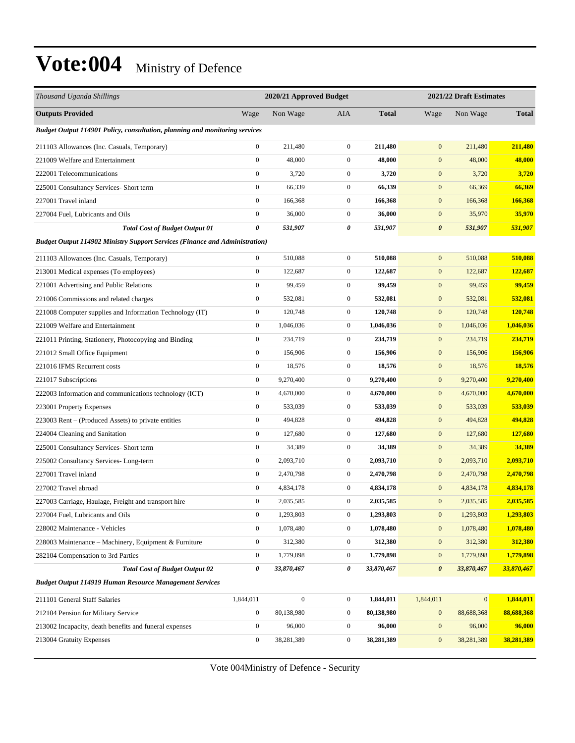# Vote:004 Ministry of Defence

| Thousand Uganda Shillings | 2020/21 Approved Budget | | | | 2021/22 Draft Estimates | | |
|---|---|---|---|---|---|---|---|
| **Outputs Provided** | Wage | Non Wage | AIA | **Total** | Wage | Non Wage | **Total** |
| ***Budget Output 114901 Policy, consultation, planning and monitoring services*** | | | | | | | |
| 211103 Allowances (Inc. Casuals, Temporary) | 0 | 211,480 | 0 | **211,480** | 0 | 211,480 | **211,480** |
| 221009 Welfare and Entertainment | 0 | 48,000 | 0 | **48,000** | 0 | 48,000 | **48,000** |
| 222001 Telecommunications | 0 | 3,720 | 0 | **3,720** | 0 | 3,720 | **3,720** |
| 225001 Consultancy Services- Short term | 0 | 66,339 | 0 | **66,339** | 0 | 66,369 | **66,369** |
| 227001 Travel inland | 0 | 166,368 | 0 | **166,368** | 0 | 166,368 | **166,368** |
| 227004 Fuel, Lubricants and Oils | 0 | 36,000 | 0 | **36,000** | 0 | 35,970 | **35,970** |
| ***Total Cost of Budget Output 01*** | ***0*** | ***531,907*** | ***0*** | ***531,907*** | ***0*** | ***531,907*** | ***531,907*** |
| ***Budget Output 114902 Ministry Support Services (Finance and Administration)*** | | | | | | | |
| 211103 Allowances (Inc. Casuals, Temporary) | 0 | 510,088 | 0 | **510,088** | 0 | 510,088 | **510,088** |
| 213001 Medical expenses (To employees) | 0 | 122,687 | 0 | **122,687** | 0 | 122,687 | **122,687** |
| 221001 Advertising and Public Relations | 0 | 99,459 | 0 | **99,459** | 0 | 99,459 | **99,459** |
| 221006 Commissions and related charges | 0 | 532,081 | 0 | **532,081** | 0 | 532,081 | **532,081** |
| 221008 Computer supplies and Information Technology (IT) | 0 | 120,748 | 0 | **120,748** | 0 | 120,748 | **120,748** |
| 221009 Welfare and Entertainment | 0 | 1,046,036 | 0 | **1,046,036** | 0 | 1,046,036 | **1,046,036** |
| 221011 Printing, Stationery, Photocopying and Binding | 0 | 234,719 | 0 | **234,719** | 0 | 234,719 | **234,719** |
| 221012 Small Office Equipment | 0 | 156,906 | 0 | **156,906** | 0 | 156,906 | **156,906** |
| 221016 IFMS Recurrent costs | 0 | 18,576 | 0 | **18,576** | 0 | 18,576 | **18,576** |
| 221017 Subscriptions | 0 | 9,270,400 | 0 | **9,270,400** | 0 | 9,270,400 | **9,270,400** |
| 222003 Information and communications technology (ICT) | 0 | 4,670,000 | 0 | **4,670,000** | 0 | 4,670,000 | **4,670,000** |
| 223001 Property Expenses | 0 | 533,039 | 0 | **533,039** | 0 | 533,039 | **533,039** |
| 223003 Rent – (Produced Assets) to private entities | 0 | 494,828 | 0 | **494,828** | 0 | 494,828 | **494,828** |
| 224004 Cleaning and Sanitation | 0 | 127,680 | 0 | **127,680** | 0 | 127,680 | **127,680** |
| 225001 Consultancy Services- Short term | 0 | 34,389 | 0 | **34,389** | 0 | 34,389 | **34,389** |
| 225002 Consultancy Services- Long-term | 0 | 2,093,710 | 0 | **2,093,710** | 0 | 2,093,710 | **2,093,710** |
| 227001 Travel inland | 0 | 2,470,798 | 0 | **2,470,798** | 0 | 2,470,798 | **2,470,798** |
| 227002 Travel abroad | 0 | 4,834,178 | 0 | **4,834,178** | 0 | 4,834,178 | **4,834,178** |
| 227003 Carriage, Haulage, Freight and transport hire | 0 | 2,035,585 | 0 | **2,035,585** | 0 | 2,035,585 | **2,035,585** |
| 227004 Fuel, Lubricants and Oils | 0 | 1,293,803 | 0 | **1,293,803** | 0 | 1,293,803 | **1,293,803** |
| 228002 Maintenance - Vehicles | 0 | 1,078,480 | 0 | **1,078,480** | 0 | 1,078,480 | **1,078,480** |
| 228003 Maintenance – Machinery, Equipment & Furniture | 0 | 312,380 | 0 | **312,380** | 0 | 312,380 | **312,380** |
| 282104 Compensation to 3rd Parties | 0 | 1,779,898 | 0 | **1,779,898** | 0 | 1,779,898 | **1,779,898** |
| ***Total Cost of Budget Output 02*** | ***0*** | ***33,870,467*** | ***0*** | ***33,870,467*** | ***0*** | ***33,870,467*** | ***33,870,467*** |
| ***Budget Output 114919 Human Resource Management Services*** | | | | | | | |
| 211101 General Staff Salaries | 1,844,011 | 0 | 0 | **1,844,011** | 1,844,011 | 0 | **1,844,011** |
| 212104 Pension for Military Service | 0 | 80,138,980 | 0 | **80,138,980** | 0 | 88,688,368 | **88,688,368** |
| 213002 Incapacity, death benefits and funeral expenses | 0 | 96,000 | 0 | **96,000** | 0 | 96,000 | **96,000** |
| 213004 Gratuity Expenses | 0 | 38,281,389 | 0 | **38,281,389** | 0 | 38,281,389 | **38,281,389** |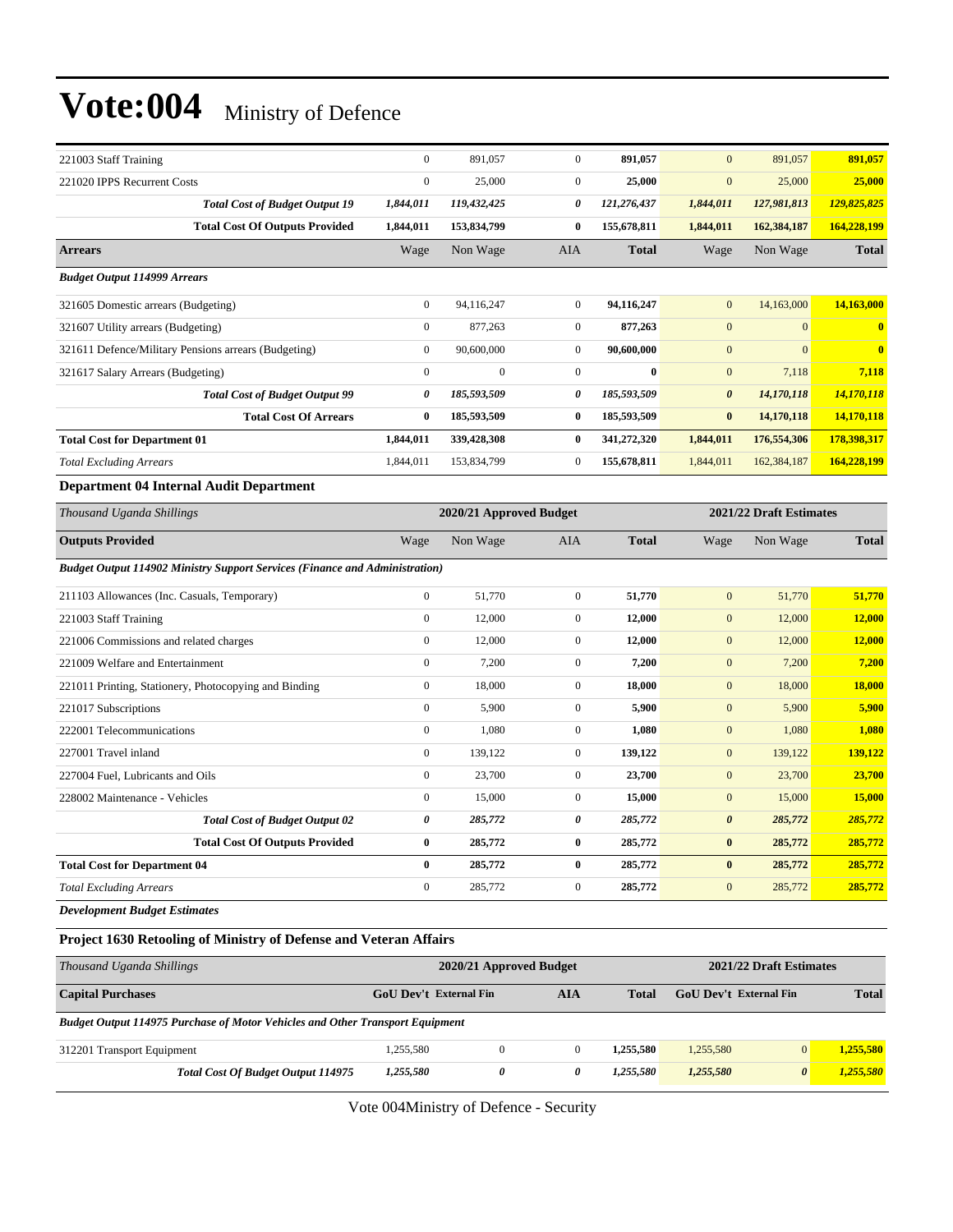| | | | | | | | |
|---|---|---|---|---|---|---|---|
| 221003 Staff Training | 0 | 891,057 | 0 | **891,057** | 0 | 891,057 | **891,057** |
| 221020 IPPS Recurrent Costs | 0 | 25,000 | 0 | **25,000** | 0 | 25,000 | **25,000** |
| ***Total Cost of Budget Output 19*** | ***1,844,011*** | ***119,432,425*** | ***0*** | ***121,276,437*** | ***1,844,011*** | ***127,981,813*** | ***129,825,825*** |
| **Total Cost Of Outputs Provided** | **1,844,011** | **153,834,799** | **0** | **155,678,811** | **1,844,011** | **162,384,187** | **164,228,199** |
| **Arrears** | Wage | Non Wage | AIA | **Total** | Wage | Non Wage | **Total** |
| ***Budget Output 114999 Arrears*** | | | | | | | |
| 321605 Domestic arrears (Budgeting) | 0 | 94,116,247 | 0 | **94,116,247** | 0 | 14,163,000 | **14,163,000** |
| 321607 Utility arrears (Budgeting) | 0 | 877,263 | 0 | **877,263** | 0 | 0 | **0** |
| 321611 Defence/Military Pensions arrears (Budgeting) | 0 | 90,600,000 | 0 | **90,600,000** | 0 | 0 | **0** |
| 321617 Salary Arrears (Budgeting) | 0 | 0 | 0 | **0** | 0 | 7,118 | **7,118** |
| ***Total Cost of Budget Output 99*** | ***0*** | ***185,593,509*** | ***0*** | ***185,593,509*** | ***0*** | ***14,170,118*** | ***14,170,118*** |
| **Total Cost Of Arrears** | **0** | **185,593,509** | **0** | **185,593,509** | **0** | **14,170,118** | **14,170,118** |
| **Total Cost for Department 01** | **1,844,011** | **339,428,308** | **0** | **341,272,320** | **1,844,011** | **176,554,306** | **178,398,317** |
| *Total Excluding Arrears* | 1,844,011 | 153,834,799 | 0 | **155,678,811** | 1,844,011 | 162,384,187 | **164,228,199** |

**Department 04 Internal Audit Department**

| *Thousand Uganda Shillings* | 2020/21 Approved Budget | | | | 2021/22 Draft Estimates | | |
|---|---|---|---|---|---|---|---|
| **Outputs Provided** | Wage | Non Wage | AIA | **Total** | Wage | Non Wage | **Total** |
| ***Budget Output 114902 Ministry Support Services (Finance and Administration)*** | | | | | | | |
| 211103 Allowances (Inc. Casuals, Temporary) | 0 | 51,770 | 0 | **51,770** | 0 | 51,770 | **51,770** |
| 221003 Staff Training | 0 | 12,000 | 0 | **12,000** | 0 | 12,000 | **12,000** |
| 221006 Commissions and related charges | 0 | 12,000 | 0 | **12,000** | 0 | 12,000 | **12,000** |
| 221009 Welfare and Entertainment | 0 | 7,200 | 0 | **7,200** | 0 | 7,200 | **7,200** |
| 221011 Printing, Stationery, Photocopying and Binding | 0 | 18,000 | 0 | **18,000** | 0 | 18,000 | **18,000** |
| 221017 Subscriptions | 0 | 5,900 | 0 | **5,900** | 0 | 5,900 | **5,900** |
| 222001 Telecommunications | 0 | 1,080 | 0 | **1,080** | 0 | 1,080 | **1,080** |
| 227001 Travel inland | 0 | 139,122 | 0 | **139,122** | 0 | 139,122 | **139,122** |
| 227004 Fuel, Lubricants and Oils | 0 | 23,700 | 0 | **23,700** | 0 | 23,700 | **23,700** |
| 228002 Maintenance - Vehicles | 0 | 15,000 | 0 | **15,000** | 0 | 15,000 | **15,000** |
| ***Total Cost of Budget Output 02*** | ***0*** | ***285,772*** | ***0*** | ***285,772*** | ***0*** | ***285,772*** | ***285,772*** |
| **Total Cost Of Outputs Provided** | **0** | **285,772** | **0** | **285,772** | **0** | **285,772** | **285,772** |
| **Total Cost for Department 04** | **0** | **285,772** | **0** | **285,772** | **0** | **285,772** | **285,772** |
| *Total Excluding Arrears* | 0 | 285,772 | 0 | **285,772** | 0 | 285,772 | **285,772** |

***Development Budget Estimates***

**Project 1630 Retooling of Ministry of Defense and Veteran Affairs**

| *Thousand Uganda Shillings* | 2020/21 Approved Budget | | | | 2021/22 Draft Estimates | | |
|---|---|---|---|---|---|---|---|
| **Capital Purchases** | **GoU Dev't** | **External Fin** | **AIA** | **Total** | **GoU Dev't** | **External Fin** | **Total** |
| ***Budget Output 114975 Purchase of Motor Vehicles and Other Transport Equipment*** | | | | | | | |
| 312201 Transport Equipment | 1,255,580 | 0 | 0 | **1,255,580** | 1,255,580 | 0 | **1,255,580** |
| ***Total Cost Of Budget Output 114975*** | ***1,255,580*** | ***0*** | ***0*** | ***1,255,580*** | ***1,255,580*** | ***0*** | ***1,255,580*** |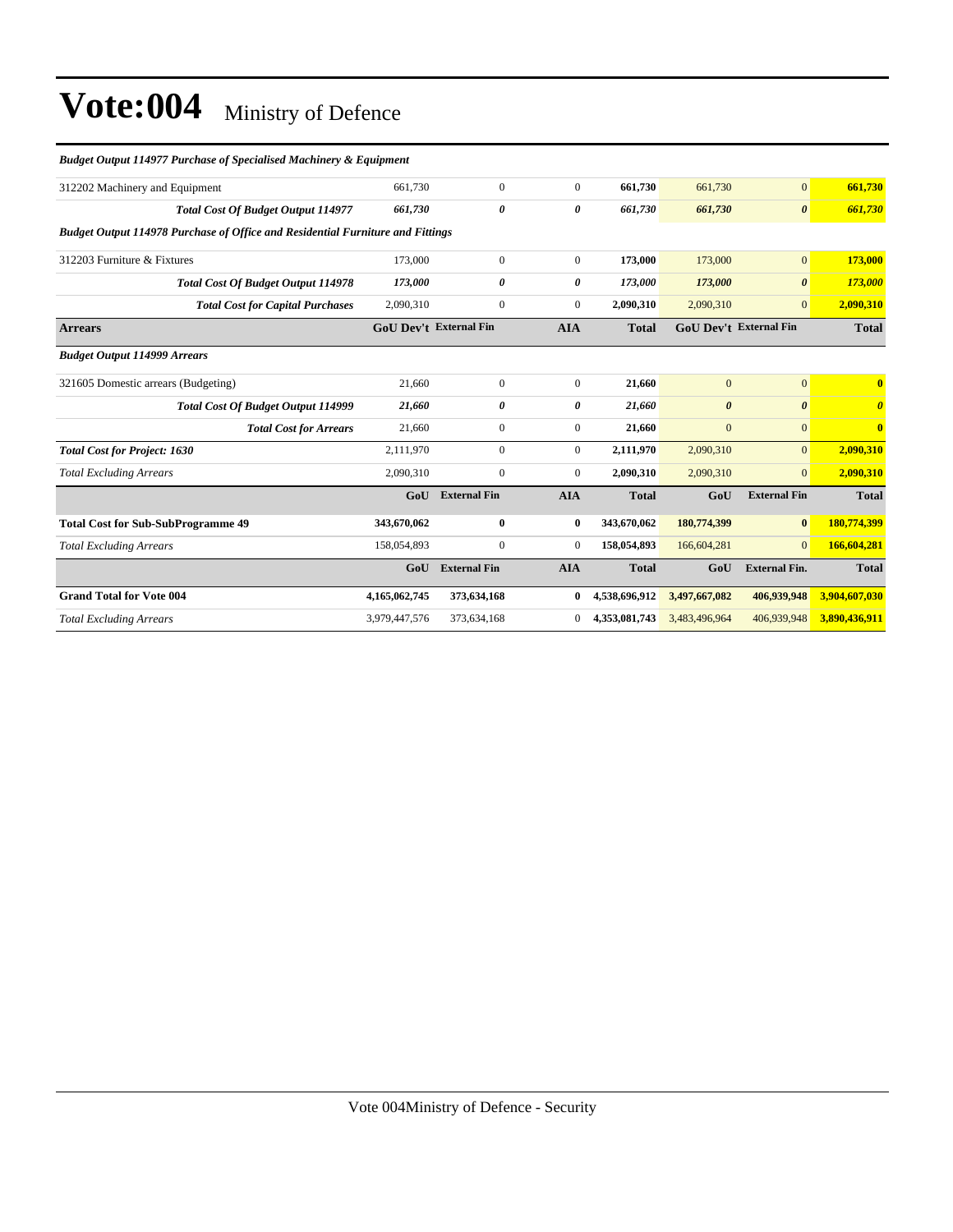# Vote:004 Ministry of Defence

| | | | | | | | |
|---|---|---|---|---|---|---|---|
| ***Budget Output 114977 Purchase of Specialised Machinery & Equipment*** | | | | | | | |
| 312202 Machinery and Equipment | 661,730 | 0 | 0 | **661,730** | 661,730 | 0 | **661,730** |
| ***Total Cost Of Budget Output 114977*** | ***661,730*** | ***0*** | ***0*** | ***661,730*** | ***661,730*** | ***0*** | ***661,730*** |
| ***Budget Output 114978 Purchase of Office and Residential Furniture and Fittings*** | | | | | | | |
| 312203 Furniture & Fixtures | 173,000 | 0 | 0 | **173,000** | 173,000 | 0 | **173,000** |
| ***Total Cost Of Budget Output 114978*** | ***173,000*** | ***0*** | ***0*** | ***173,000*** | ***173,000*** | ***0*** | ***173,000*** |
| ***Total Cost for Capital Purchases*** | 2,090,310 | 0 | 0 | **2,090,310** | 2,090,310 | 0 | **2,090,310** |
| **Arrears** | **GoU Dev't** | **External Fin** | **AIA** | **Total** | **GoU Dev't** | **External Fin** | **Total** |
| ***Budget Output 114999 Arrears*** | | | | | | | |
| 321605 Domestic arrears (Budgeting) | 21,660 | 0 | 0 | **21,660** | 0 | 0 | **0** |
| ***Total Cost Of Budget Output 114999*** | ***21,660*** | ***0*** | ***0*** | ***21,660*** | ***0*** | ***0*** | ***0*** |
| ***Total Cost for Arrears*** | 21,660 | 0 | 0 | **21,660** | 0 | 0 | **0** |
| ***Total Cost for Project: 1630*** | 2,111,970 | 0 | 0 | **2,111,970** | 2,090,310 | 0 | **2,090,310** |
| *Total Excluding Arrears* | 2,090,310 | 0 | 0 | **2,090,310** | 2,090,310 | 0 | **2,090,310** |
| | **GoU** | **External Fin** | **AIA** | **Total** | **GoU** | **External Fin** | **Total** |
| **Total Cost for Sub-SubProgramme 49** | **343,670,062** | **0** | **0** | **343,670,062** | **180,774,399** | **0** | **180,774,399** |
| *Total Excluding Arrears* | 158,054,893 | 0 | 0 | **158,054,893** | 166,604,281 | 0 | **166,604,281** |
| | **GoU** | **External Fin** | **AIA** | **Total** | **GoU** | **External Fin.** | **Total** |
| **Grand Total for Vote 004** | **4,165,062,745** | **373,634,168** | **0** | **4,538,696,912** | **3,497,667,082** | **406,939,948** | **3,904,607,030** |
| *Total Excluding Arrears* | 3,979,447,576 | 373,634,168 | 0 | **4,353,081,743** | 3,483,496,964 | 406,939,948 | **3,890,436,911** |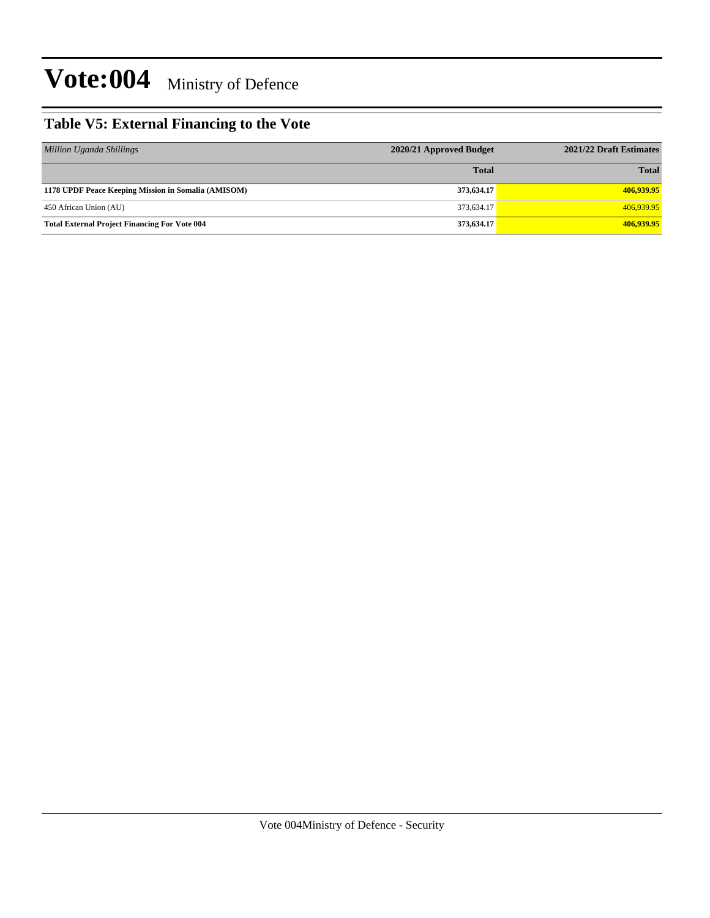# Vote:004 Ministry of Defence

## Table V5: External Financing to the Vote

| *Million Uganda Shillings* | 2020/21 Approved Budget | 2021/22 Draft Estimates |
|---|---|---|
| | **Total** | **Total** |
| **1178 UPDF Peace Keeping Mission in Somalia (AMISOM)** | **373,634.17** | **406,939.95** |
| 450 African Union (AU) | 373,634.17 | 406,939.95 |
| **Total External Project Financing For Vote 004** | **373,634.17** | **406,939.95** |